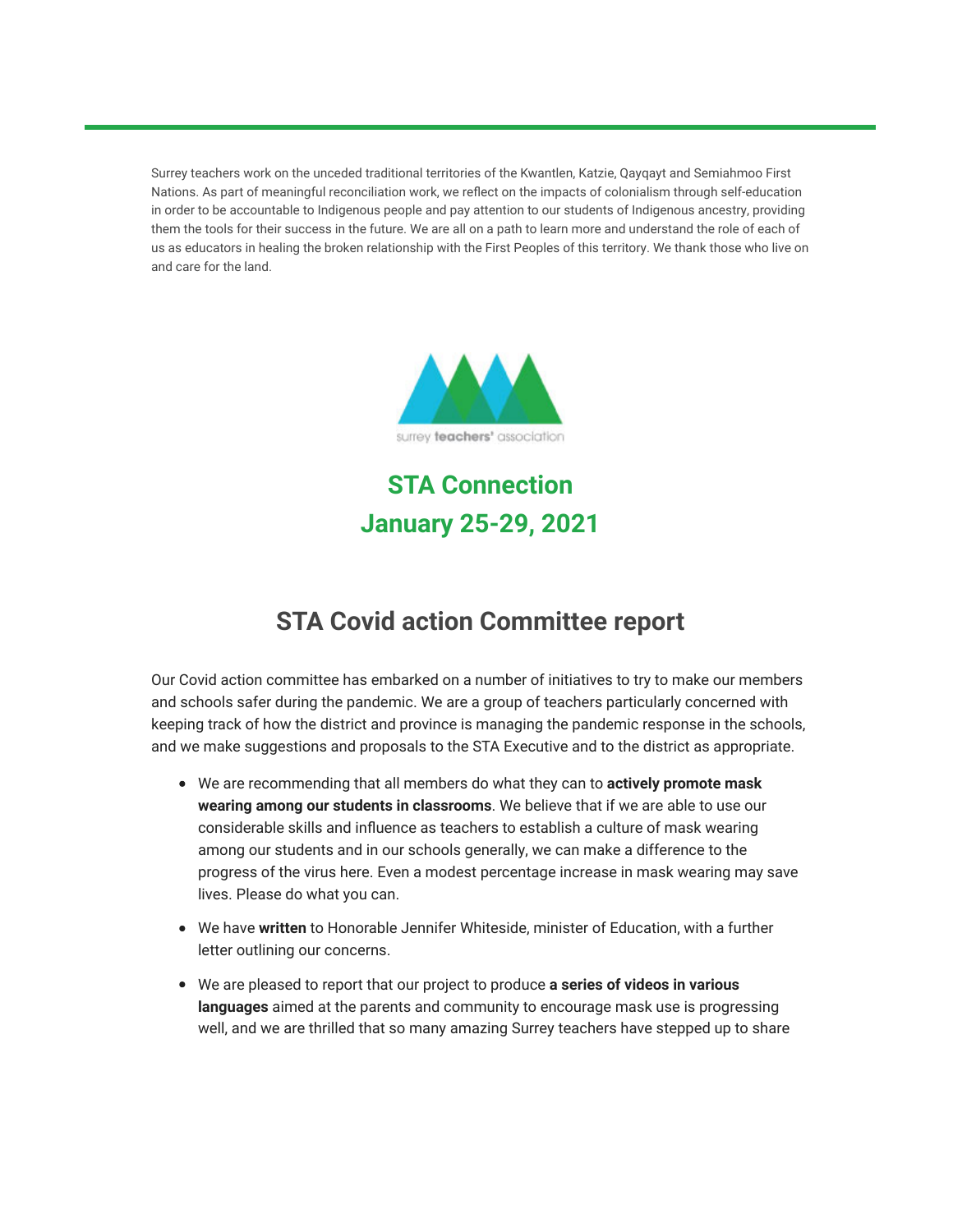Surrey teachers work on the unceded traditional territories of the Kwantlen, Katzie, Qayqayt and Semiahmoo First Nations. As part of meaningful reconciliation work, we reflect on the impacts of colonialism through self-education in order to be accountable to Indigenous people and pay attention to our students of Indigenous ancestry, providing them the tools for their success in the future. We are all on a path to learn more and understand the role of each of us as educators in healing the broken relationship with the First Peoples of this territory. We thank those who live on and care for the land.

surrey **teachers'** association

# STA Connection
# January 25-29, 2021

## STA Covid action Committee report

Our Covid action committee has embarked on a number of initiatives to try to make our members and schools safer during the pandemic. We are a group of teachers particularly concerned with keeping track of how the district and province is managing the pandemic response in the schools, and we make suggestions and proposals to the STA Executive and to the district as appropriate.

- We are recommending that all members do what they can to **actively promote mask wearing among our students in classrooms**. We believe that if we are able to use our considerable skills and influence as teachers to establish a culture of mask wearing among our students and in our schools generally, we can make a difference to the progress of the virus here. Even a modest percentage increase in mask wearing may save lives. Please do what you can.
- We have **written** to Honorable Jennifer Whiteside, minister of Education, with a further letter outlining our concerns.
- We are pleased to report that our project to produce **a series of videos in various languages** aimed at the parents and community to encourage mask use is progressing well, and we are thrilled that so many amazing Surrey teachers have stepped up to share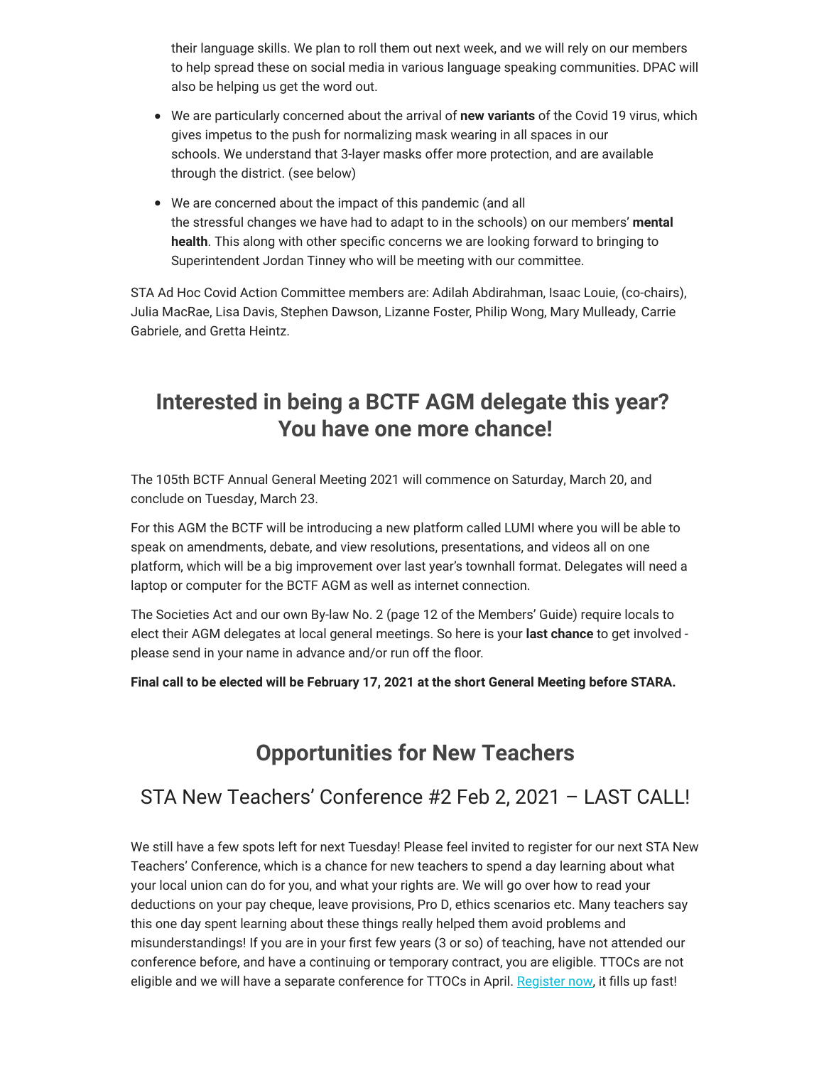their language skills. We plan to roll them out next week, and we will rely on our members to help spread these on social media in various language speaking communities. DPAC will also be helping us get the word out.

- We are particularly concerned about the arrival of **new variants** of the Covid 19 virus, which gives impetus to the push for normalizing mask wearing in all spaces in our schools. We understand that 3-layer masks offer more protection, and are available through the district. (see below)
- We are concerned about the impact of this pandemic (and all the stressful changes we have had to adapt to in the schools) on our members' **mental health**. This along with other specific concerns we are looking forward to bringing to Superintendent Jordan Tinney who will be meeting with our committee.

STA Ad Hoc Covid Action Committee members are: Adilah Abdirahman, Isaac Louie, (co-chairs), Julia MacRae, Lisa Davis, Stephen Dawson, Lizanne Foster, Philip Wong, Mary Mulleady, Carrie Gabriele, and Gretta Heintz.

## Interested in being a BCTF AGM delegate this year? You have one more chance!

The 105th BCTF Annual General Meeting 2021 will commence on Saturday, March 20, and conclude on Tuesday, March 23.

For this AGM the BCTF will be introducing a new platform called LUMI where you will be able to speak on amendments, debate, and view resolutions, presentations, and videos all on one platform, which will be a big improvement over last year's townhall format. Delegates will need a laptop or computer for the BCTF AGM as well as internet connection.

The Societies Act and our own By-law No. 2 (page 12 of the Members' Guide) require locals to elect their AGM delegates at local general meetings. So here is your **last chance** to get involved - please send in your name in advance and/or run off the floor.

**Final call to be elected will be February 17, 2021 at the short General Meeting before STARA.**

## Opportunities for New Teachers

### STA New Teachers' Conference #2 Feb 2, 2021 – LAST CALL!

We still have a few spots left for next Tuesday! Please feel invited to register for our next STA New Teachers' Conference, which is a chance for new teachers to spend a day learning about what your local union can do for you, and what your rights are. We will go over how to read your deductions on your pay cheque, leave provisions, Pro D, ethics scenarios etc. Many teachers say this one day spent learning about these things really helped them avoid problems and misunderstandings! If you are in your first few years (3 or so) of teaching, have not attended our conference before, and have a continuing or temporary contract, you are eligible. TTOCs are not eligible and we will have a separate conference for TTOCs in April. Register now, it fills up fast!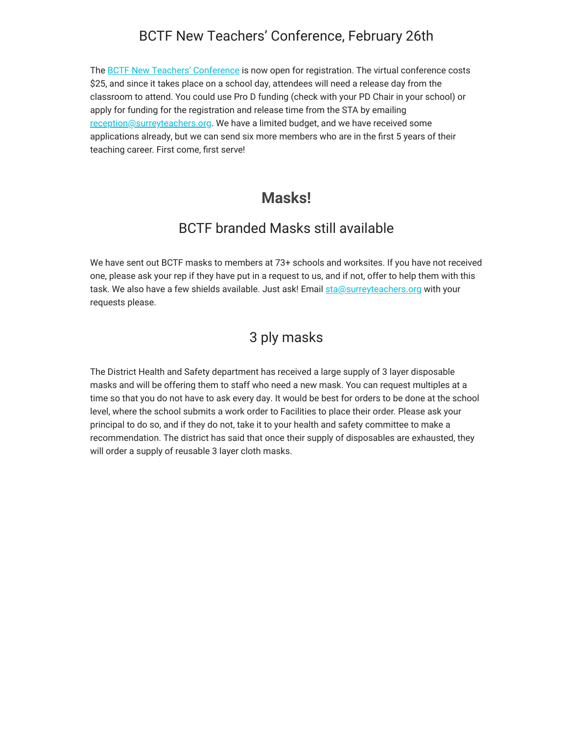## BCTF New Teachers' Conference, February 26th

The BCTF New Teachers' Conference is now open for registration. The virtual conference costs $25, and since it takes place on a school day, attendees will need a release day from the classroom to attend. You could use Pro D funding (check with your PD Chair in your school) or apply for funding for the registration and release time from the STA by emailing reception@surreyteachers.org. We have a limited budget, and we have received some applications already, but we can send six more members who are in the first 5 years of their teaching career. First come, first serve!

# Masks!

## BCTF branded Masks still available

We have sent out BCTF masks to members at 73+ schools and worksites. If you have not received one, please ask your rep if they have put in a request to us, and if not, offer to help them with this task. We also have a few shields available. Just ask! Email sta@surreyteachers.org with your requests please.

## 3 ply masks

The District Health and Safety department has received a large supply of 3 layer disposable masks and will be offering them to staff who need a new mask. You can request multiples at a time so that you do not have to ask every day. It would be best for orders to be done at the school level, where the school submits a work order to Facilities to place their order. Please ask your principal to do so, and if they do not, take it to your health and safety committee to make a recommendation. The district has said that once their supply of disposables are exhausted, they will order a supply of reusable 3 layer cloth masks.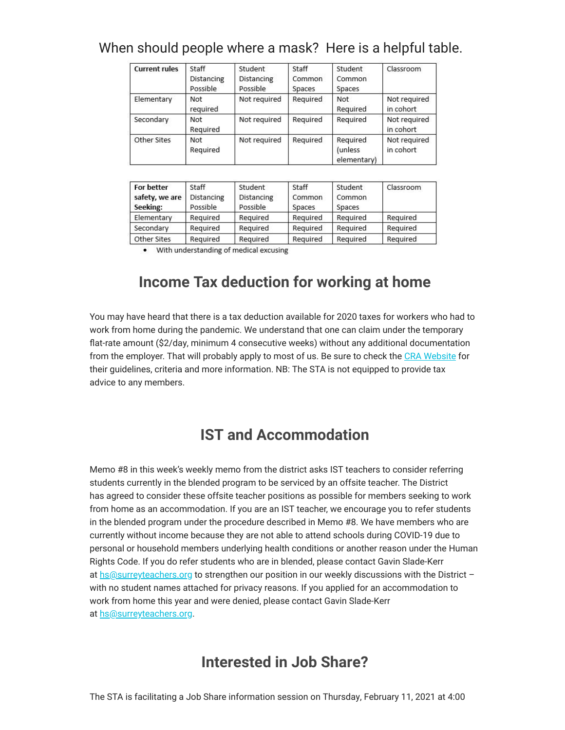When should people where a mask? Here is a helpful table.

| **Current rules** | Staff Distancing Possible | Student Distancing Possible | Staff Common Spaces | Student Common Spaces | Classroom |
|---|---|---|---|---|---|
| Elementary | Not required | Not required | Required | Not Required | Not required in cohort |
| Secondary | Not Required | Not required | Required | Required | Not required in cohort |
| Other Sites | Not Required | Not required | Required | Required (unless elementary) | Not required in cohort |

| **For better safety, we are Seeking:** | Staff Distancing Possible | Student Distancing Possible | Staff Common Spaces | Student Common Spaces | Classroom |
|---|---|---|---|---|---|
| Elementary | Required | Required | Required | Required | Required |
| Secondary | Required | Required | Required | Required | Required |
| Other Sites | Required | Required | Required | Required | Required |

- With understanding of medical excusing

## Income Tax deduction for working at home

You may have heard that there is a tax deduction available for 2020 taxes for workers who had to work from home during the pandemic. We understand that one can claim under the temporary flat-rate amount ($2/day, minimum 4 consecutive weeks) without any additional documentation from the employer. That will probably apply to most of us. Be sure to check the CRA Website for their guidelines, criteria and more information. NB: The STA is not equipped to provide tax advice to any members.

## IST and Accommodation

Memo #8 in this week's weekly memo from the district asks IST teachers to consider referring students currently in the blended program to be serviced by an offsite teacher. The District has agreed to consider these offsite teacher positions as possible for members seeking to work from home as an accommodation. If you are an IST teacher, we encourage you to refer students in the blended program under the procedure described in Memo #8. We have members who are currently without income because they are not able to attend schools during COVID-19 due to personal or household members underlying health conditions or another reason under the Human Rights Code. If you do refer students who are in blended, please contact Gavin Slade-Kerr at hs@surreyteachers.org to strengthen our position in our weekly discussions with the District – with no student names attached for privacy reasons. If you applied for an accommodation to work from home this year and were denied, please contact Gavin Slade-Kerr at hs@surreyteachers.org.

## Interested in Job Share?

The STA is facilitating a Job Share information session on Thursday, February 11, 2021 at 4:00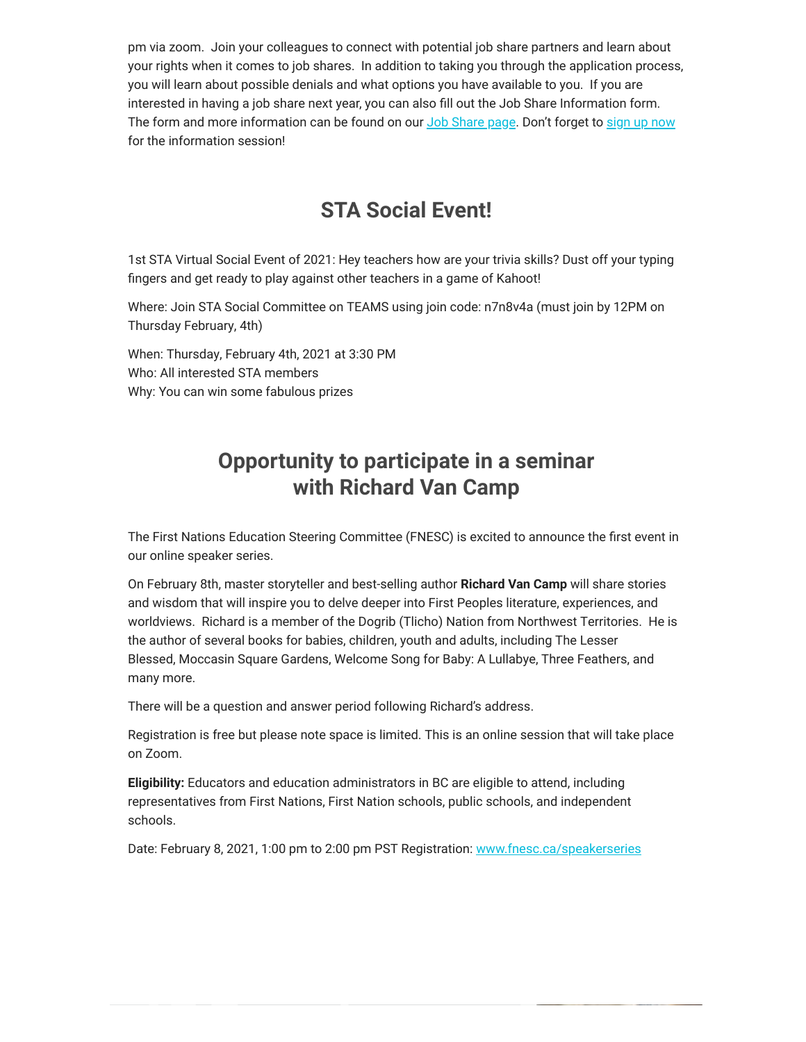pm via zoom.  Join your colleagues to connect with potential job share partners and learn about your rights when it comes to job shares.  In addition to taking you through the application process, you will learn about possible denials and what options you have available to you.  If you are interested in having a job share next year, you can also fill out the Job Share Information form. The form and more information can be found on our Job Share page. Don't forget to sign up now for the information session!

## STA Social Event!

1st STA Virtual Social Event of 2021: Hey teachers how are your trivia skills? Dust off your typing fingers and get ready to play against other teachers in a game of Kahoot!

Where: Join STA Social Committee on TEAMS using join code: n7n8v4a (must join by 12PM on Thursday February, 4th)

When: Thursday, February 4th, 2021 at 3:30 PM
Who: All interested STA members
Why: You can win some fabulous prizes

## Opportunity to participate in a seminar with Richard Van Camp

The First Nations Education Steering Committee (FNESC) is excited to announce the first event in our online speaker series.

On February 8th, master storyteller and best-selling author **Richard Van Camp** will share stories and wisdom that will inspire you to delve deeper into First Peoples literature, experiences, and worldviews.  Richard is a member of the Dogrib (Tlicho) Nation from Northwest Territories.  He is the author of several books for babies, children, youth and adults, including The Lesser Blessed, Moccasin Square Gardens, Welcome Song for Baby: A Lullabye, Three Feathers, and many more.

There will be a question and answer period following Richard's address.

Registration is free but please note space is limited. This is an online session that will take place on Zoom.

**Eligibility:** Educators and education administrators in BC are eligible to attend, including representatives from First Nations, First Nation schools, public schools, and independent schools.

Date: February 8, 2021, 1:00 pm to 2:00 pm PST Registration: www.fnesc.ca/speakerseries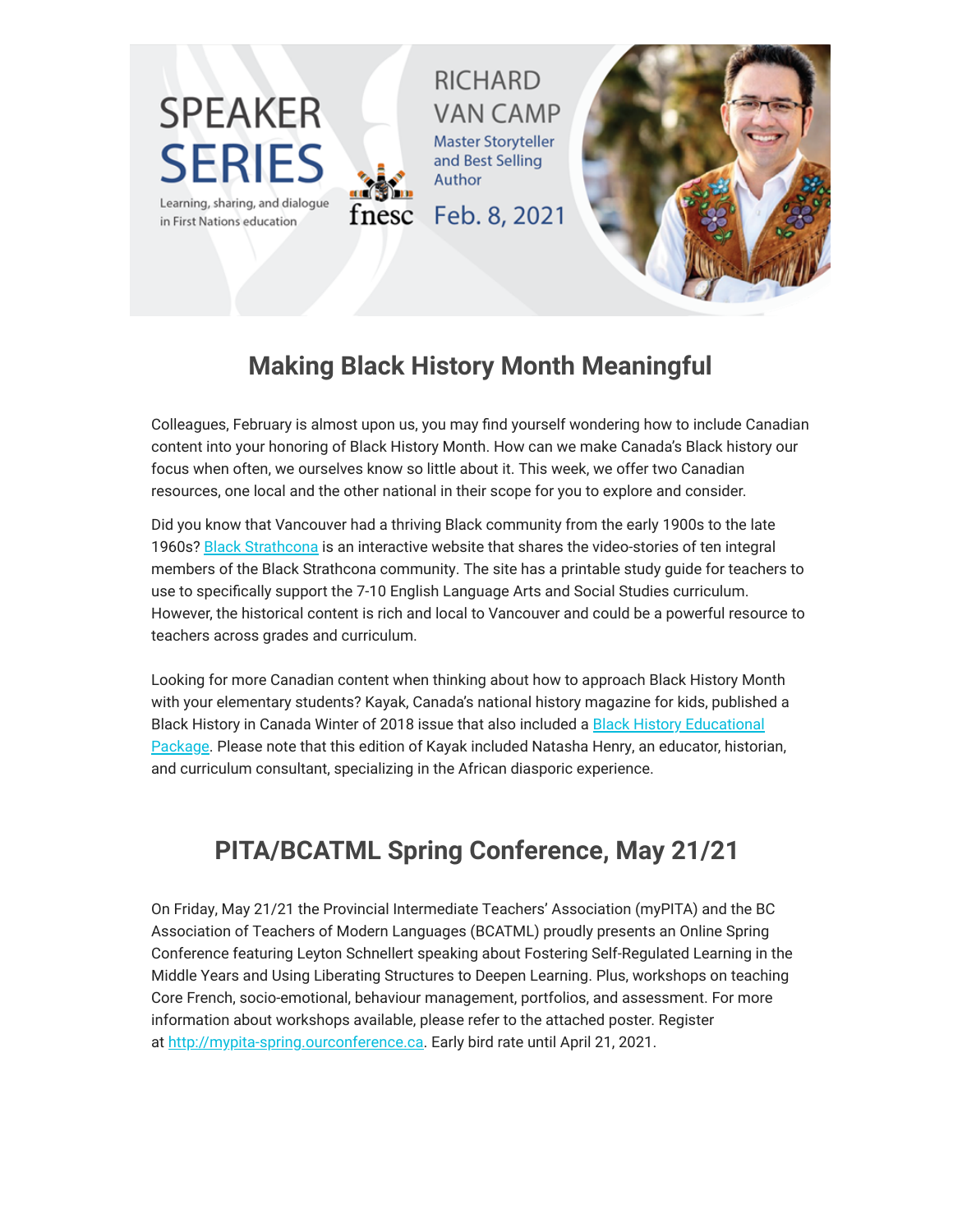SPEAKER SERIES

Learning, sharing, and dialogue in First Nations education

fnesc

RICHARD VAN CAMP

Master Storyteller and Best Selling Author

Feb. 8, 2021

## Making Black History Month Meaningful

Colleagues, February is almost upon us, you may find yourself wondering how to include Canadian content into your honoring of Black History Month. How can we make Canada's Black history our focus when often, we ourselves know so little about it. This week, we offer two Canadian resources, one local and the other national in their scope for you to explore and consider.

Did you know that Vancouver had a thriving Black community from the early 1900s to the late 1960s? Black Strathcona is an interactive website that shares the video-stories of ten integral members of the Black Strathcona community. The site has a printable study guide for teachers to use to specifically support the 7-10 English Language Arts and Social Studies curriculum. However, the historical content is rich and local to Vancouver and could be a powerful resource to teachers across grades and curriculum.

Looking for more Canadian content when thinking about how to approach Black History Month with your elementary students? Kayak, Canada's national history magazine for kids, published a Black History in Canada Winter of 2018 issue that also included a Black History Educational Package. Please note that this edition of Kayak included Natasha Henry, an educator, historian, and curriculum consultant, specializing in the African diasporic experience.

## PITA/BCATML Spring Conference, May 21/21

On Friday, May 21/21 the Provincial Intermediate Teachers' Association (myPITA) and the BC Association of Teachers of Modern Languages (BCATML) proudly presents an Online Spring Conference featuring Leyton Schnellert speaking about Fostering Self-Regulated Learning in the Middle Years and Using Liberating Structures to Deepen Learning. Plus, workshops on teaching Core French, socio-emotional, behaviour management, portfolios, and assessment. For more information about workshops available, please refer to the attached poster. Register at http://mypita-spring.ourconference.ca. Early bird rate until April 21, 2021.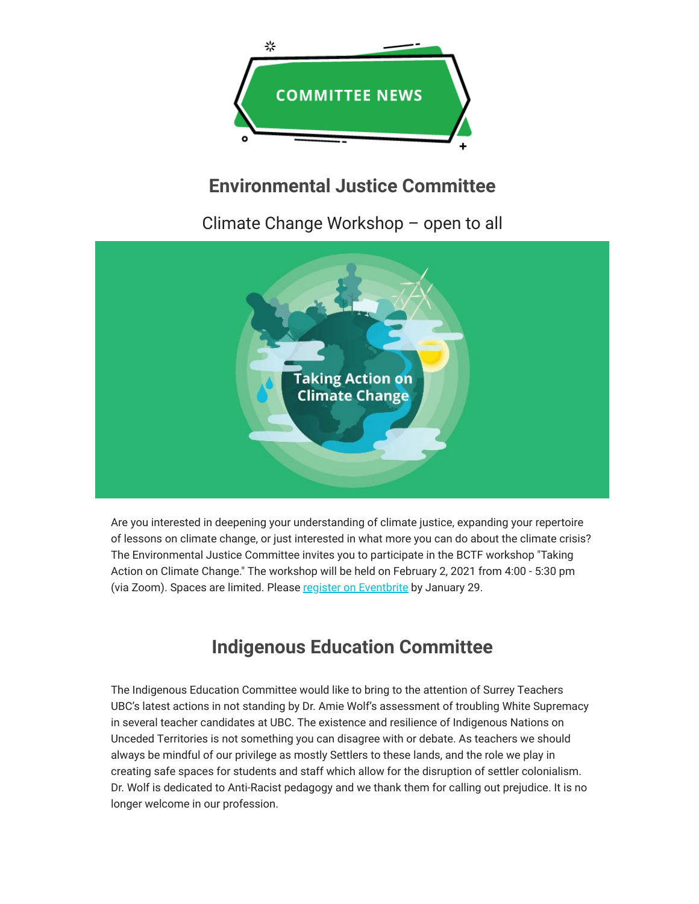COMMITTEE NEWS

## Environmental Justice Committee

Climate Change Workshop – open to all

Taking Action on Climate Change

Are you interested in deepening your understanding of climate justice, expanding your repertoire of lessons on climate change, or just interested in what more you can do about the climate crisis? The Environmental Justice Committee invites you to participate in the BCTF workshop "Taking Action on Climate Change." The workshop will be held on February 2, 2021 from 4:00 - 5:30 pm (via Zoom). Spaces are limited. Please register on Eventbrite by January 29.

## Indigenous Education Committee

The Indigenous Education Committee would like to bring to the attention of Surrey Teachers UBC's latest actions in not standing by Dr. Amie Wolf's assessment of troubling White Supremacy in several teacher candidates at UBC. The existence and resilience of Indigenous Nations on Unceded Territories is not something you can disagree with or debate. As teachers we should always be mindful of our privilege as mostly Settlers to these lands, and the role we play in creating safe spaces for students and staff which allow for the disruption of settler colonialism. Dr. Wolf is dedicated to Anti-Racist pedagogy and we thank them for calling out prejudice. It is no longer welcome in our profession.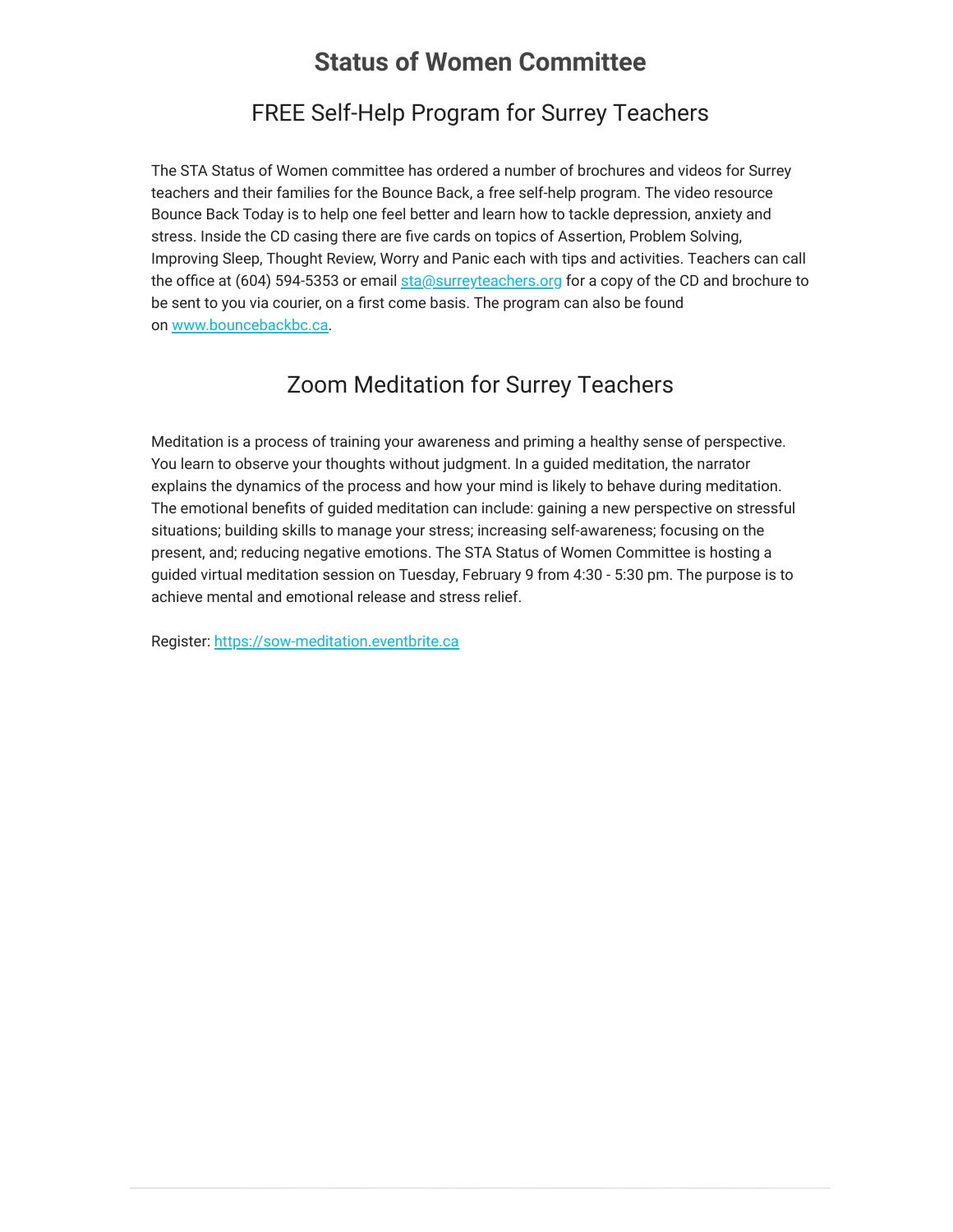# Status of Women Committee

## FREE Self-Help Program for Surrey Teachers

The STA Status of Women committee has ordered a number of brochures and videos for Surrey teachers and their families for the Bounce Back, a free self-help program. The video resource Bounce Back Today is to help one feel better and learn how to tackle depression, anxiety and stress. Inside the CD casing there are five cards on topics of Assertion, Problem Solving, Improving Sleep, Thought Review, Worry and Panic each with tips and activities. Teachers can call the office at (604) 594-5353 or email [sta@surreyteachers.org](mailto:sta@surreyteachers.org) for a copy of the CD and brochure to be sent to you via courier, on a first come basis. The program can also be found on [www.bouncebackbc.ca](http://www.bouncebackbc.ca).

## Zoom Meditation for Surrey Teachers

Meditation is a process of training your awareness and priming a healthy sense of perspective. You learn to observe your thoughts without judgment. In a guided meditation, the narrator explains the dynamics of the process and how your mind is likely to behave during meditation. The emotional benefits of guided meditation can include: gaining a new perspective on stressful situations; building skills to manage your stress; increasing self-awareness; focusing on the present, and; reducing negative emotions. The STA Status of Women Committee is hosting a guided virtual meditation session on Tuesday, February 9 from 4:30 - 5:30 pm. The purpose is to achieve mental and emotional release and stress relief.

Register: [https://sow-meditation.eventbrite.ca](https://sow-meditation.eventbrite.ca)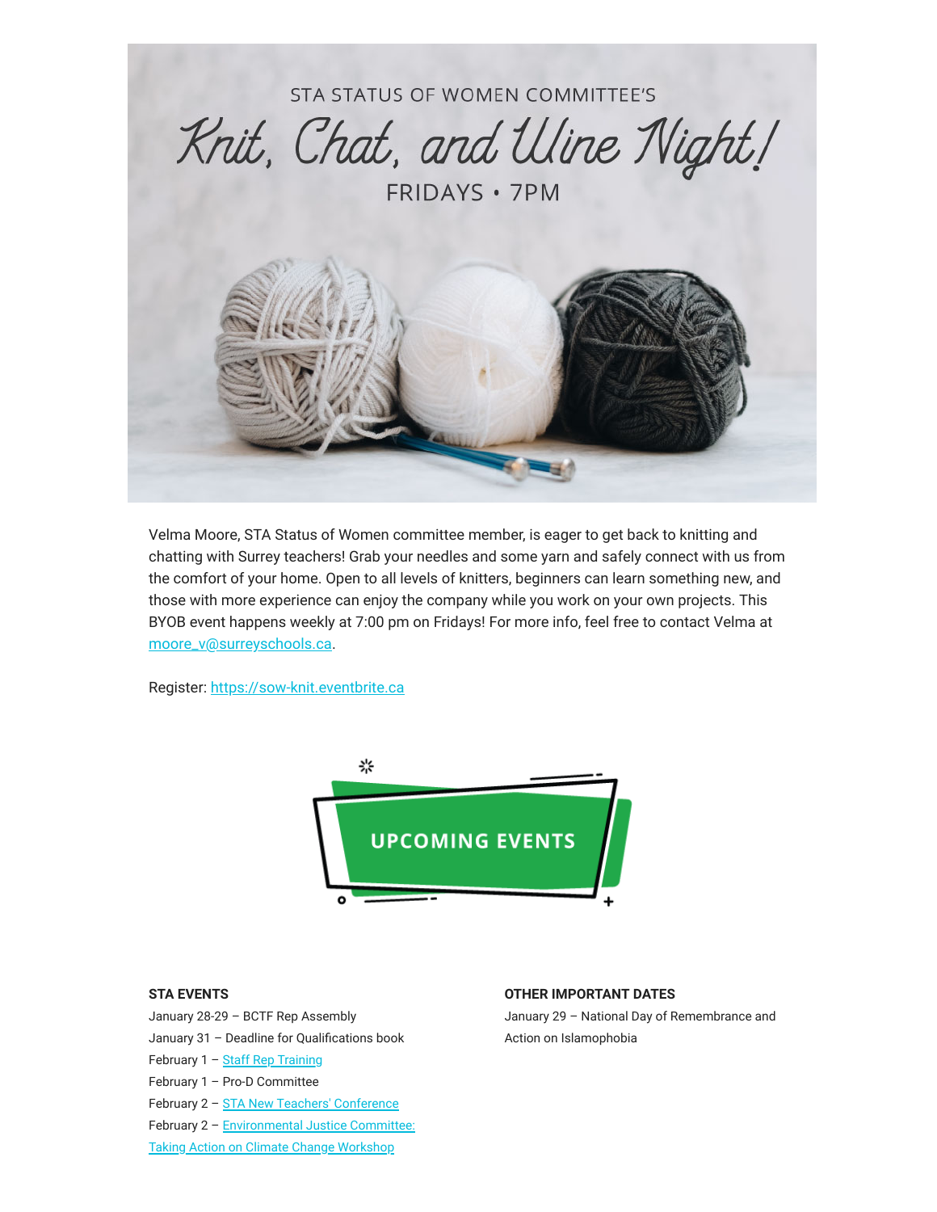STA STATUS OF WOMEN COMMITTEE'S

# Knit, Chat, and Wine Night!

FRIDAYS • 7PM

Velma Moore, STA Status of Women committee member, is eager to get back to knitting and chatting with Surrey teachers! Grab your needles and some yarn and safely connect with us from the comfort of your home. Open to all levels of knitters, beginners can learn something new, and those with more experience can enjoy the company while you work on your own projects. This BYOB event happens weekly at 7:00 pm on Fridays! For more info, feel free to contact Velma at [moore_v@surreyschools.ca](mailto:moore_v@surreyschools.ca).

Register: [https://sow-knit.eventbrite.ca](https://sow-knit.eventbrite.ca)

## UPCOMING EVENTS

**STA EVENTS**

January 28-29 – BCTF Rep Assembly
January 31 – Deadline for Qualifications book
February 1 – Staff Rep Training
February 1 – Pro-D Committee
February 2 – STA New Teachers' Conference
February 2 – Environmental Justice Committee: Taking Action on Climate Change Workshop

**OTHER IMPORTANT DATES**

January 29 – National Day of Remembrance and Action on Islamophobia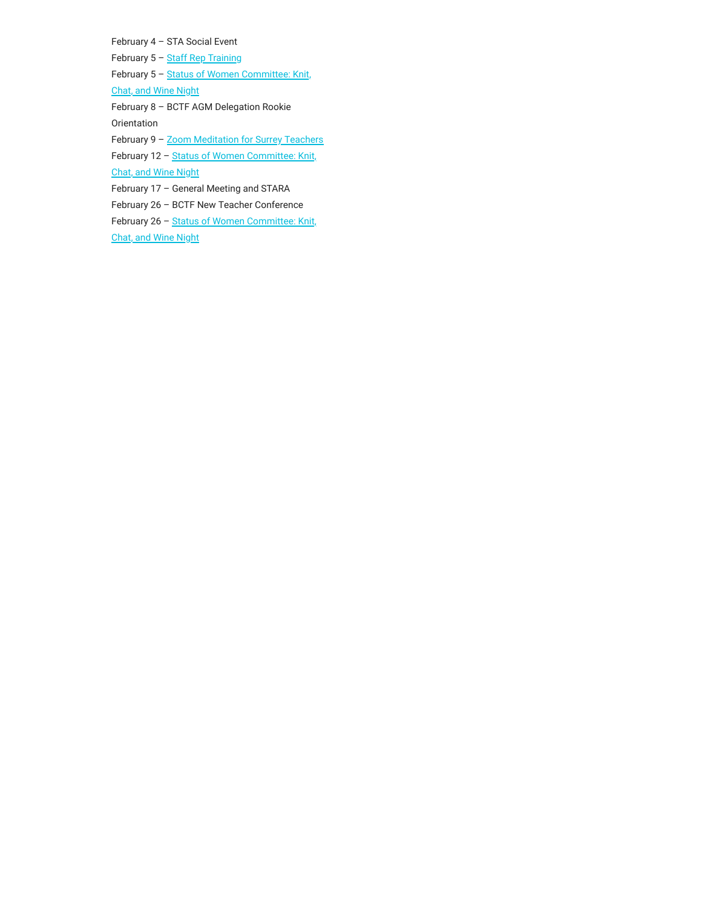February 4 – STA Social Event

February 5 – Staff Rep Training

February 5 – Status of Women Committee: Knit, Chat, and Wine Night

February 8 – BCTF AGM Delegation Rookie Orientation

February 9 – Zoom Meditation for Surrey Teachers

February 12 – Status of Women Committee: Knit, Chat, and Wine Night

February 17 – General Meeting and STARA

February 26 – BCTF New Teacher Conference

February 26 – Status of Women Committee: Knit, Chat, and Wine Night